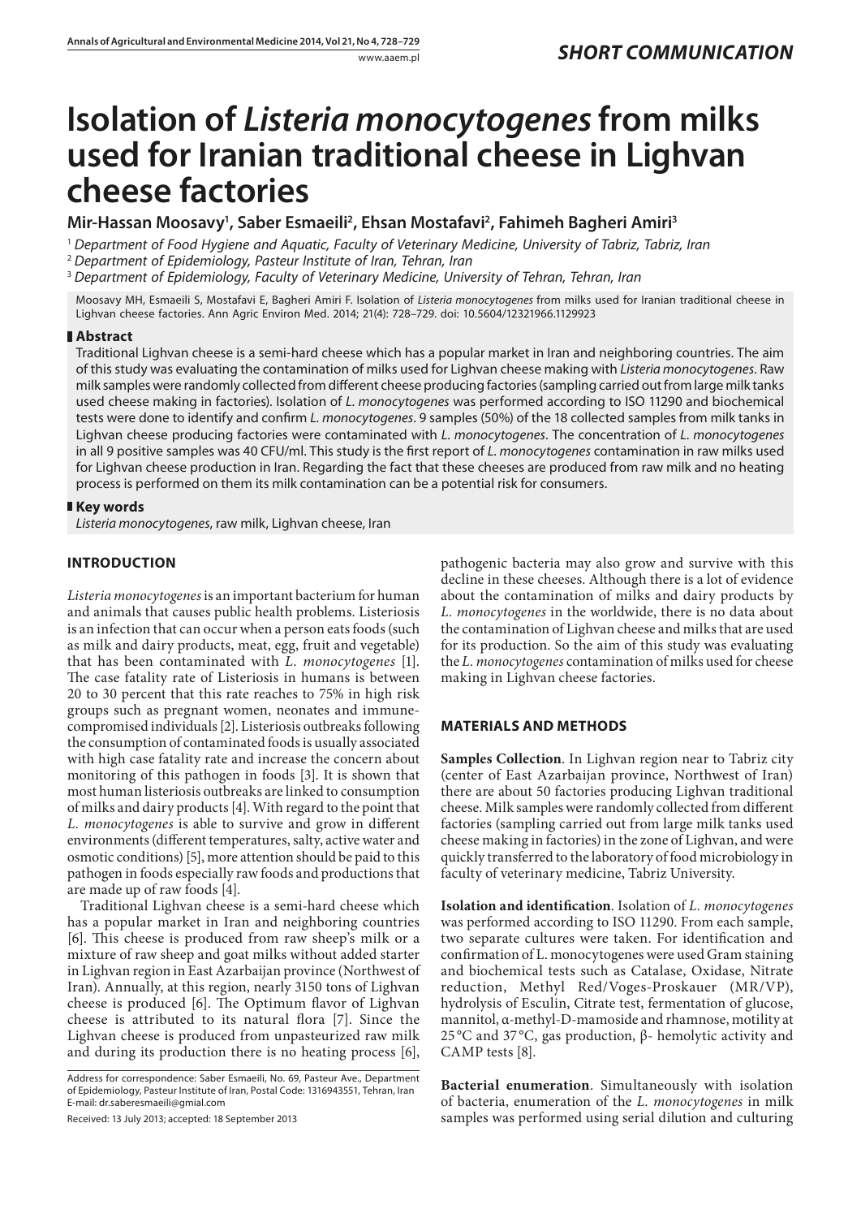*SHORT COMMUNICATION*

# Isolation of *Listeria monocytogenes* from milks used for Iranian traditional cheese in Lighvan cheese factories

**Mir-Hassan Moosavy[1], Saber Esmaeili[2], Ehsan Mostafavi[2], Fahimeh Bagheri Amiri[3]**

[1] *Department of Food Hygiene and Aquatic, Faculty of Veterinary Medicine, University of Tabriz, Tabriz, Iran*
[2] *Department of Epidemiology, Pasteur Institute of Iran, Tehran, Iran*
[3] *Department of Epidemiology, Faculty of Veterinary Medicine, University of Tehran, Tehran, Iran*

Moosavy MH, Esmaeili S, Mostafavi E, Bagheri Amiri F. Isolation of *Listeria monocytogenes* from milks used for Iranian traditional cheese in Lighvan cheese factories. Ann Agric Environ Med. 2014; 21(4): 728–729. doi: 10.5604/12321966.1129923

## Abstract

Traditional Lighvan cheese is a semi-hard cheese which has a popular market in Iran and neighboring countries. The aim of this study was evaluating the contamination of milks used for Lighvan cheese making with *Listeria monocytogenes*. Raw milk samples were randomly collected from different cheese producing factories (sampling carried out from large milk tanks used cheese making in factories). Isolation of *L. monocytogenes* was performed according to ISO 11290 and biochemical tests were done to identify and confirm *L. monocytogenes*. 9 samples (50%) of the 18 collected samples from milk tanks in Lighvan cheese producing factories were contaminated with *L. monocytogenes*. The concentration of *L. monocytogenes* in all 9 positive samples was 40 CFU/ml. This study is the first report of *L. monocytogenes* contamination in raw milks used for Lighvan cheese production in Iran. Regarding the fact that these cheeses are produced from raw milk and no heating process is performed on them its milk contamination can be a potential risk for consumers.

## Key words

*Listeria monocytogenes*, raw milk, Lighvan cheese, Iran

## INTRODUCTION

*Listeria monocytogenes* is an important bacterium for human and animals that causes public health problems. Listeriosis is an infection that can occur when a person eats foods (such as milk and dairy products, meat, egg, fruit and vegetable) that has been contaminated with *L. monocytogenes* [1]. The case fatality rate of Listeriosis in humans is between 20 to 30 percent that this rate reaches to 75% in high risk groups such as pregnant women, neonates and immune-compromised individuals [2]. Listeriosis outbreaks following the consumption of contaminated foods is usually associated with high case fatality rate and increase the concern about monitoring of this pathogen in foods [3]. It is shown that most human listeriosis outbreaks are linked to consumption of milks and dairy products [4]. With regard to the point that *L. monocytogenes* is able to survive and grow in different environments (different temperatures, salty, active water and osmotic conditions) [5], more attention should be paid to this pathogen in foods especially raw foods and productions that are made up of raw foods [4].

Traditional Lighvan cheese is a semi-hard cheese which has a popular market in Iran and neighboring countries [6]. This cheese is produced from raw sheep's milk or a mixture of raw sheep and goat milks without added starter in Lighvan region in East Azarbaijan province (Northwest of Iran). Annually, at this region, nearly 3150 tons of Lighvan cheese is produced [6]. The Optimum flavor of Lighvan cheese is attributed to its natural flora [7]. Since the Lighvan cheese is produced from unpasteurized raw milk and during its production there is no heating process [6], pathogenic bacteria may also grow and survive with this decline in these cheeses. Although there is a lot of evidence about the contamination of milks and dairy products by *L. monocytogenes* in the worldwide, there is no data about the contamination of Lighvan cheese and milks that are used for its production. So the aim of this study was evaluating the *L. monocytogenes* contamination of milks used for cheese making in Lighvan cheese factories.

## MATERIALS AND METHODS

**Samples Collection**. In Lighvan region near to Tabriz city (center of East Azarbaijan province, Northwest of Iran) there are about 50 factories producing Lighvan traditional cheese. Milk samples were randomly collected from different factories (sampling carried out from large milk tanks used cheese making in factories) in the zone of Lighvan, and were quickly transferred to the laboratory of food microbiology in faculty of veterinary medicine, Tabriz University.

**Isolation and identification**. Isolation of *L. monocytogenes* was performed according to ISO 11290. From each sample, two separate cultures were taken. For identification and confirmation of L. monocytogenes were used Gram staining and biochemical tests such as Catalase, Oxidase, Nitrate reduction, Methyl Red/Voges-Proskauer (MR/VP), hydrolysis of Esculin, Citrate test, fermentation of glucose, mannitol, α-methyl-D-mamoside and rhamnose, motility at 25 °C and 37 °C, gas production, β- hemolytic activity and CAMP tests [8].

**Bacterial enumeration**. Simultaneously with isolation of bacteria, enumeration of the *L. monocytogenes* in milk samples was performed using serial dilution and culturing

Address for correspondence: Saber Esmaeili, No. 69, Pasteur Ave., Department of Epidemiology, Pasteur Institute of Iran, Postal Code: 1316943551, Tehran, Iran
E-mail: dr.saberesmaeili@gimal.com

Received: 13 July 2013; accepted: 18 September 2013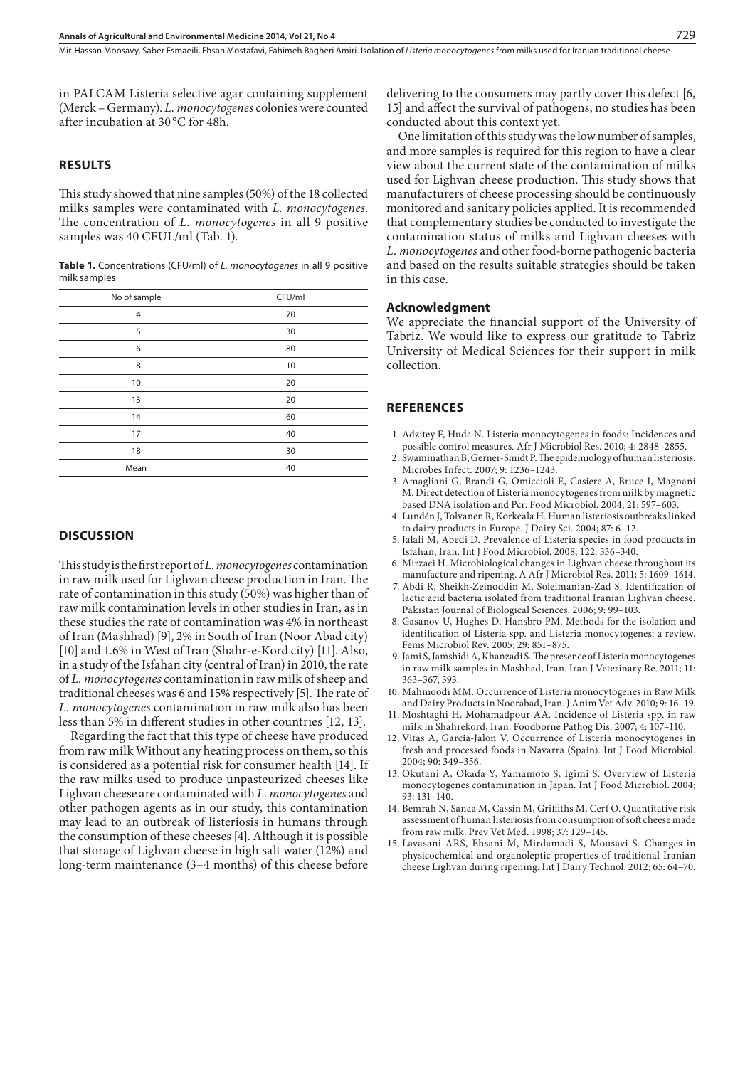in PALCAM Listeria selective agar containing supplement (Merck – Germany). *L. monocytogenes* colonies were counted after incubation at 30 °C for 48h.

## RESULTS

This study showed that nine samples (50%) of the 18 collected milks samples were contaminated with *L. monocytogenes*. The concentration of *L. monocytogenes* in all 9 positive samples was 40 CFUL/ml (Tab. 1).

**Table 1.** Concentrations (CFU/ml) of *L. monocytogenes* in all 9 positive milk samples

| No of sample | CFU/ml |
|---|---|
| 4 | 70 |
| 5 | 30 |
| 6 | 80 |
| 8 | 10 |
| 10 | 20 |
| 13 | 20 |
| 14 | 60 |
| 17 | 40 |
| 18 | 30 |
| Mean | 40 |

## DISCUSSION

This study is the first report of *L. monocytogenes* contamination in raw milk used for Lighvan cheese production in Iran. The rate of contamination in this study (50%) was higher than of raw milk contamination levels in other studies in Iran, as in these studies the rate of contamination was 4% in northeast of Iran (Mashhad) [9], 2% in South of Iran (Noor Abad city) [10] and 1.6% in West of Iran (Shahr-e-Kord city) [11]. Also, in a study of the Isfahan city (central of Iran) in 2010, the rate of *L. monocytogenes* contamination in raw milk of sheep and traditional cheeses was 6 and 15% respectively [5]. The rate of *L. monocytogenes* contamination in raw milk also has been less than 5% in different studies in other countries [12, 13].

Regarding the fact that this type of cheese have produced from raw milk Without any heating process on them, so this is considered as a potential risk for consumer health [14]. If the raw milks used to produce unpasteurized cheeses like Lighvan cheese are contaminated with *L. monocytogenes* and other pathogen agents as in our study, this contamination may lead to an outbreak of listeriosis in humans through the consumption of these cheeses [4]. Although it is possible that storage of Lighvan cheese in high salt water (12%) and long-term maintenance (3–4 months) of this cheese before delivering to the consumers may partly cover this defect [6, 15] and affect the survival of pathogens, no studies has been conducted about this context yet.

One limitation of this study was the low number of samples, and more samples is required for this region to have a clear view about the current state of the contamination of milks used for Lighvan cheese production. This study shows that manufacturers of cheese processing should be continuously monitored and sanitary policies applied. It is recommended that complementary studies be conducted to investigate the contamination status of milks and Lighvan cheeses with *L. monocytogenes* and other food-borne pathogenic bacteria and based on the results suitable strategies should be taken in this case.

### Acknowledgment

We appreciate the financial support of the University of Tabriz. We would like to express our gratitude to Tabriz University of Medical Sciences for their support in milk collection.

## REFERENCES

1. Adzitey F, Huda N. Listeria monocytogenes in foods: Incidences and possible control measures. Afr J Microbiol Res. 2010; 4: 2848–2855.
2. Swaminathan B, Gerner-Smidt P. The epidemiology of human listeriosis. Microbes Infect. 2007; 9: 1236–1243.
3. Amagliani G, Brandi G, Omiccioli E, Casiere A, Bruce I, Magnani M. Direct detection of Listeria monocytogenes from milk by magnetic based DNA isolation and Pcr. Food Microbiol. 2004; 21: 597–603.
4. Lundén J, Tolvanen R, Korkeala H. Human listeriosis outbreaks linked to dairy products in Europe. J Dairy Sci. 2004; 87: 6–12.
5. Jalali M, Abedi D. Prevalence of Listeria species in food products in Isfahan, Iran. Int J Food Microbiol. 2008; 122: 336–340.
6. Mirzaei H. Microbiological changes in Lighvan cheese throughout its manufacture and ripening. A Afr J Microbiol Res. 2011; 5: 1609–1614.
7. Abdi R, Sheikh-Zeinoddin M, Soleimanian-Zad S. Identification of lactic acid bacteria isolated from traditional Iranian Lighvan cheese. Pakistan Journal of Biological Sciences. 2006; 9: 99–103.
8. Gasanov U, Hughes D, Hansbro PM. Methods for the isolation and identification of Listeria spp. and Listeria monocytogenes: a review. Fems Microbiol Rev. 2005; 29: 851–875.
9. Jami S, Jamshidi A, Khanzadi S. The presence of Listeria monocytogenes in raw milk samples in Mashhad, Iran. Iran J Veterinary Re. 2011; 11: 363–367, 393.
10. Mahmoodi MM. Occurrence of Listeria monocytogenes in Raw Milk and Dairy Products in Noorabad, Iran. J Anim Vet Adv. 2010; 9: 16–19.
11. Moshtaghi H, Mohamadpour AA. Incidence of Listeria spp. in raw milk in Shahrekord, Iran. Foodborne Pathog Dis. 2007; 4: 107–110.
12. Vitas A, Garcia-Jalon V. Occurrence of Listeria monocytogenes in fresh and processed foods in Navarra (Spain). Int J Food Microbiol. 2004; 90: 349–356.
13. Okutani A, Okada Y, Yamamoto S, Igimi S. Overview of Listeria monocytogenes contamination in Japan. Int J Food Microbiol. 2004; 93: 131–140.
14. Bemrah N, Sanaa M, Cassin M, Griffiths M, Cerf O. Quantitative risk assessment of human listeriosis from consumption of soft cheese made from raw milk. Prev Vet Med. 1998; 37: 129–145.
15. Lavasani ARS, Ehsani M, Mirdamadi S, Mousavi S. Changes in physicochemical and organoleptic properties of traditional Iranian cheese Lighvan during ripening. Int J Dairy Technol. 2012; 65: 64–70.